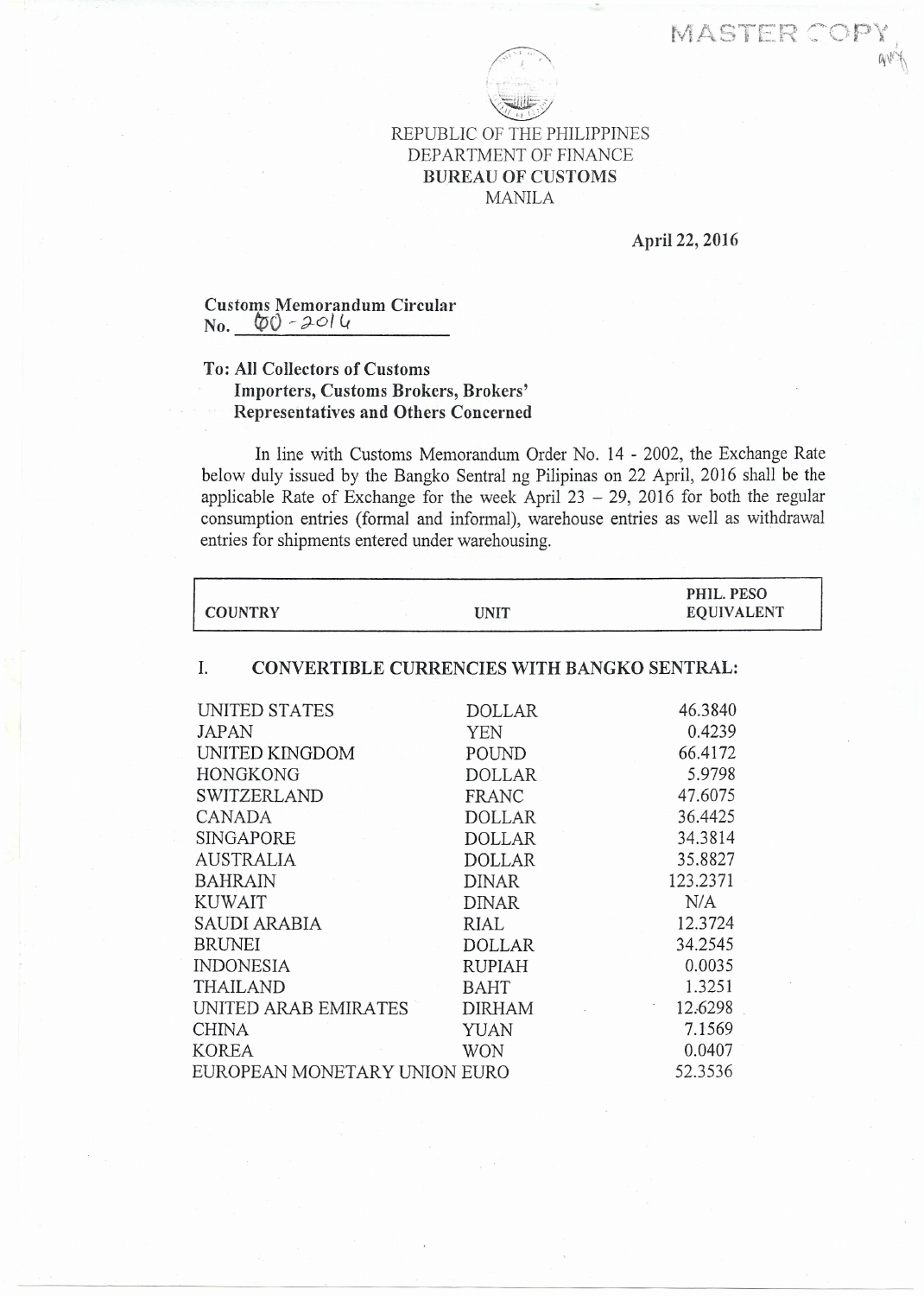MASTER COPY

REPUBLIC OF THE PHILIPPINES
DEPARTMENT OF FINANCE
**BUREAU OF CUSTOMS**
MANILA

**April 22, 2016**

**Customs Memorandum Circular**
**No. 60 - 2016**

**To: All Collectors of Customs**
**Importers, Customs Brokers, Brokers' Representatives and Others Concerned**

In line with Customs Memorandum Order No. 14 - 2002, the Exchange Rate below duly issued by the Bangko Sentral ng Pilipinas on 22 April, 2016 shall be the applicable Rate of Exchange for the week April 23 – 29, 2016 for both the regular consumption entries (formal and informal), warehouse entries as well as withdrawal entries for shipments entered under warehousing.

| COUNTRY | UNIT | PHIL. PESO EQUIVALENT |
|---|---|---|
| **I. CONVERTIBLE CURRENCIES WITH BANGKO SENTRAL:** | | |
| UNITED STATES | DOLLAR | 46.3840 |
| JAPAN | YEN | 0.4239 |
| UNITED KINGDOM | POUND | 66.4172 |
| HONGKONG | DOLLAR | 5.9798 |
| SWITZERLAND | FRANC | 47.6075 |
| CANADA | DOLLAR | 36.4425 |
| SINGAPORE | DOLLAR | 34.3814 |
| AUSTRALIA | DOLLAR | 35.8827 |
| BAHRAIN | DINAR | 123.2371 |
| KUWAIT | DINAR | N/A |
| SAUDI ARABIA | RIAL | 12.3724 |
| BRUNEI | DOLLAR | 34.2545 |
| INDONESIA | RUPIAH | 0.0035 |
| THAILAND | BAHT | 1.3251 |
| UNITED ARAB EMIRATES | DIRHAM | 12.6298 |
| CHINA | YUAN | 7.1569 |
| KOREA | WON | 0.0407 |
| EUROPEAN MONETARY UNION | EURO | 52.3536 |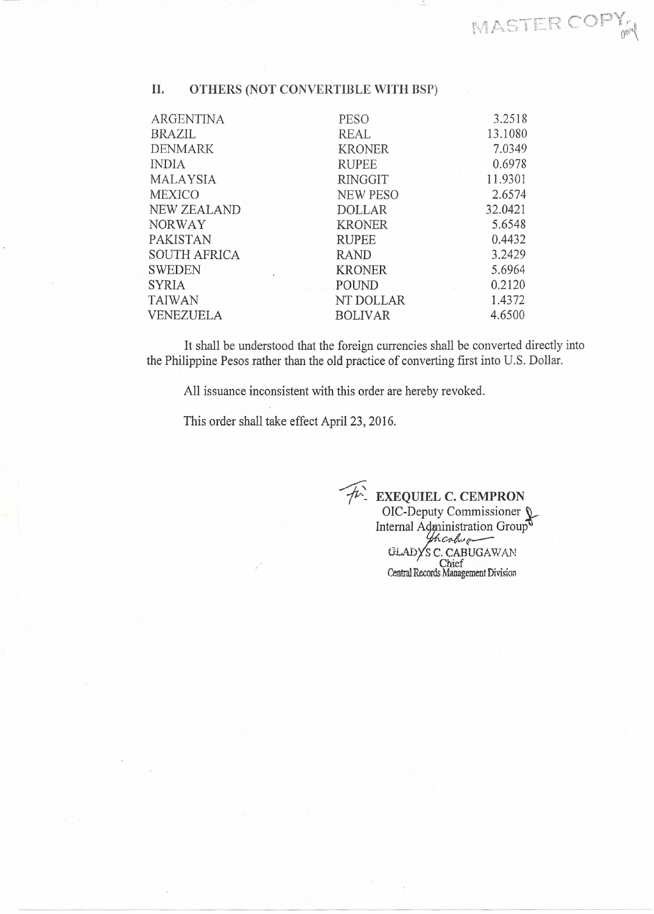MASTER COPY

## II. OTHERS (NOT CONVERTIBLE WITH BSP)

| | | |
|---|---|---|
| ARGENTINA | PESO | 3.2518 |
| BRAZIL | REAL | 13.1080 |
| DENMARK | KRONER | 7.0349 |
| INDIA | RUPEE | 0.6978 |
| MALAYSIA | RINGGIT | 11.9301 |
| MEXICO | NEW PESO | 2.6574 |
| NEW ZEALAND | DOLLAR | 32.0421 |
| NORWAY | KRONER | 5.6548 |
| PAKISTAN | RUPEE | 0.4432 |
| SOUTH AFRICA | RAND | 3.2429 |
| SWEDEN | KRONER | 5.6964 |
| SYRIA | POUND | 0.2120 |
| TAIWAN | NT DOLLAR | 1.4372 |
| VENEZUELA | BOLIVAR | 4.6500 |

It shall be understood that the foreign currencies shall be converted directly into the Philippine Pesos rather than the old practice of converting first into U.S. Dollar.

All issuance inconsistent with this order are hereby revoked.

This order shall take effect April 23, 2016.

**EXEQUIEL C. CEMPRON**
OIC-Deputy Commissioner
Internal Administration Group

GLADYS C. CABUGAWAN
Chief
Central Records Management Division